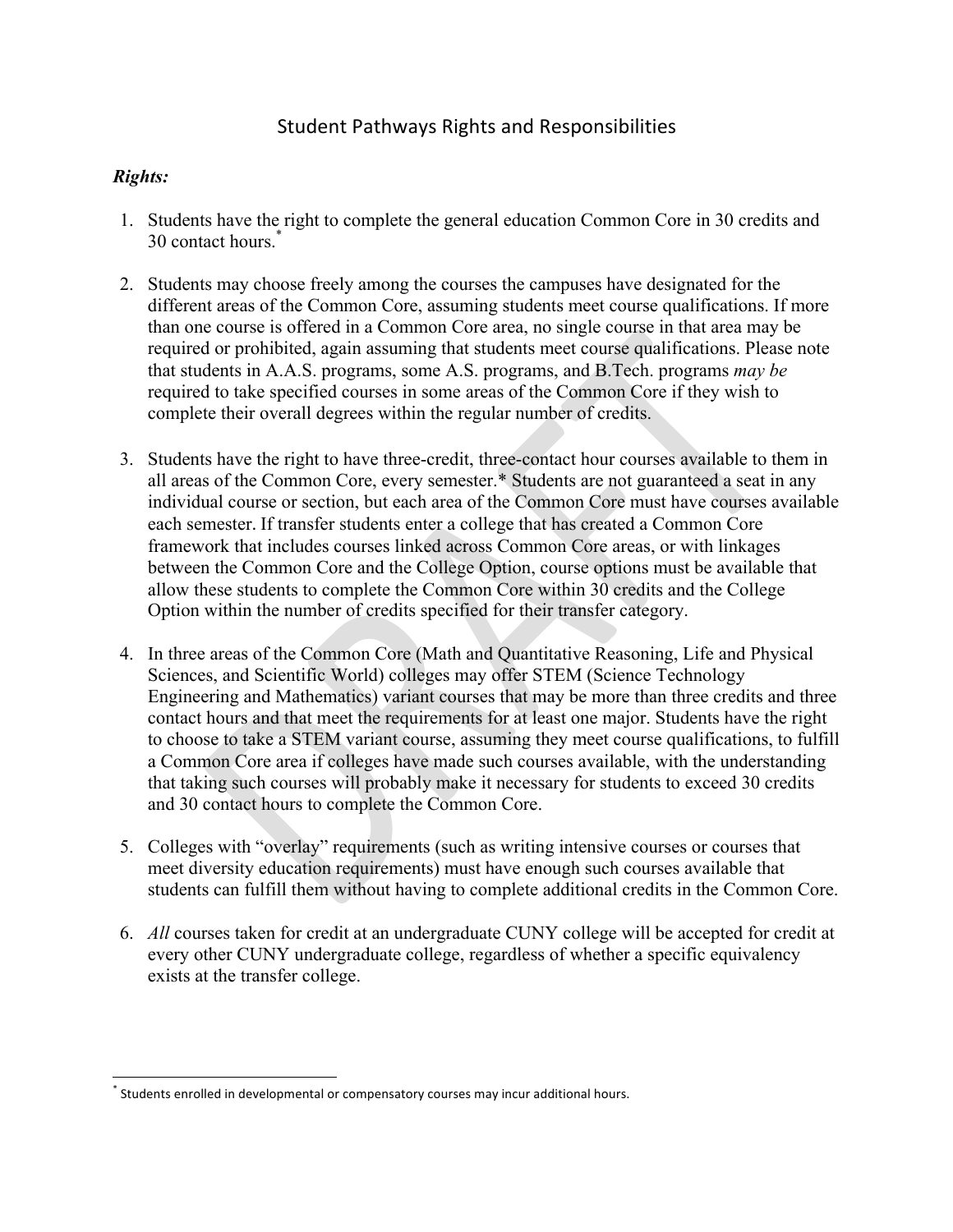# Student Pathways Rights and Responsibilities

***Rights:***

1. Students have the right to complete the general education Common Core in 30 credits and 30 contact hours.*

2. Students may choose freely among the courses the campuses have designated for the different areas of the Common Core, assuming students meet course qualifications. If more than one course is offered in a Common Core area, no single course in that area may be required or prohibited, again assuming that students meet course qualifications. Please note that students in A.A.S. programs, some A.S. programs, and B.Tech. programs *may be* required to take specified courses in some areas of the Common Core if they wish to complete their overall degrees within the regular number of credits.

3. Students have the right to have three-credit, three-contact hour courses available to them in all areas of the Common Core, every semester.* Students are not guaranteed a seat in any individual course or section, but each area of the Common Core must have courses available each semester. If transfer students enter a college that has created a Common Core framework that includes courses linked across Common Core areas, or with linkages between the Common Core and the College Option, course options must be available that allow these students to complete the Common Core within 30 credits and the College Option within the number of credits specified for their transfer category.

4. In three areas of the Common Core (Math and Quantitative Reasoning, Life and Physical Sciences, and Scientific World) colleges may offer STEM (Science Technology Engineering and Mathematics) variant courses that may be more than three credits and three contact hours and that meet the requirements for at least one major. Students have the right to choose to take a STEM variant course, assuming they meet course qualifications, to fulfill a Common Core area if colleges have made such courses available, with the understanding that taking such courses will probably make it necessary for students to exceed 30 credits and 30 contact hours to complete the Common Core.

5. Colleges with "overlay" requirements (such as writing intensive courses or courses that meet diversity education requirements) must have enough such courses available that students can fulfill them without having to complete additional credits in the Common Core.

6. *All* courses taken for credit at an undergraduate CUNY college will be accepted for credit at every other CUNY undergraduate college, regardless of whether a specific equivalency exists at the transfer college.

---

* Students enrolled in developmental or compensatory courses may incur additional hours.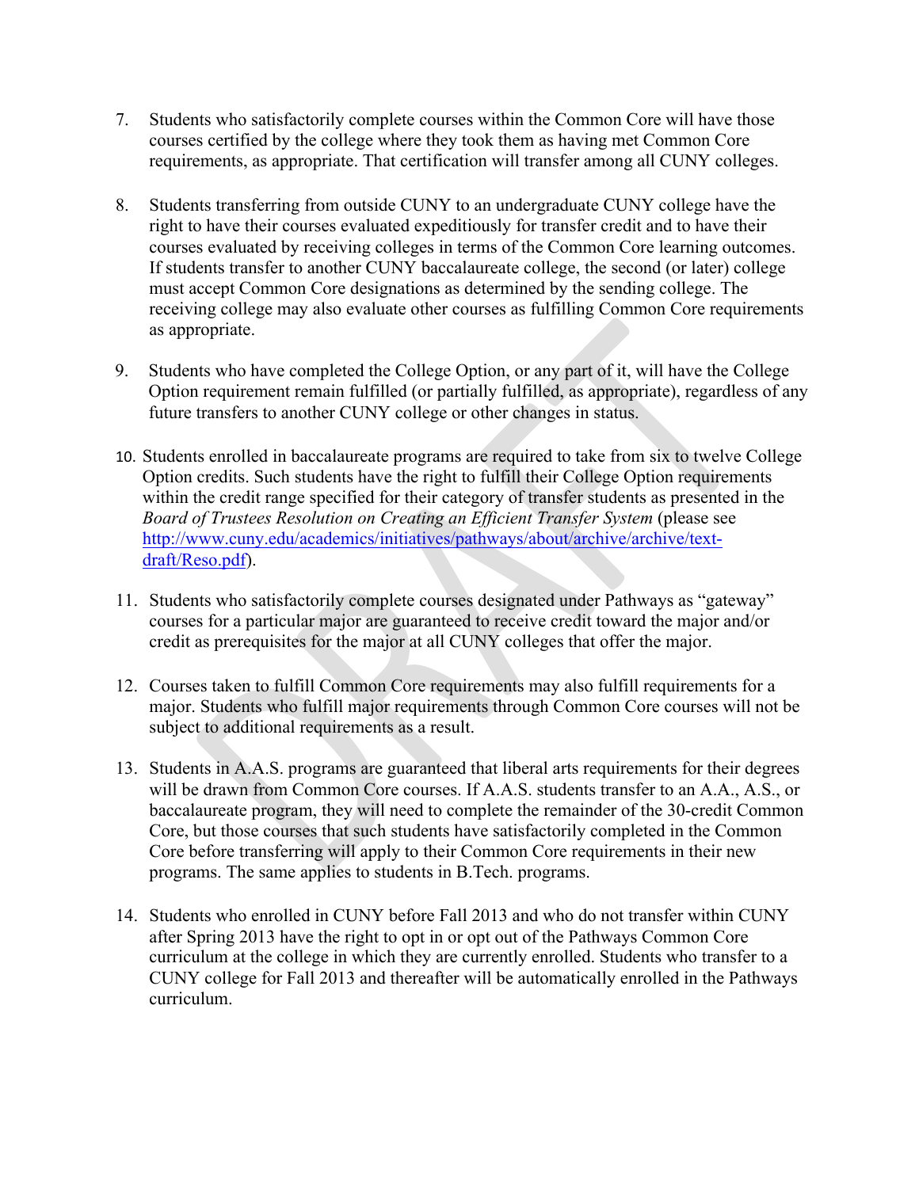7. Students who satisfactorily complete courses within the Common Core will have those courses certified by the college where they took them as having met Common Core requirements, as appropriate. That certification will transfer among all CUNY colleges.

8. Students transferring from outside CUNY to an undergraduate CUNY college have the right to have their courses evaluated expeditiously for transfer credit and to have their courses evaluated by receiving colleges in terms of the Common Core learning outcomes. If students transfer to another CUNY baccalaureate college, the second (or later) college must accept Common Core designations as determined by the sending college. The receiving college may also evaluate other courses as fulfilling Common Core requirements as appropriate.

9. Students who have completed the College Option, or any part of it, will have the College Option requirement remain fulfilled (or partially fulfilled, as appropriate), regardless of any future transfers to another CUNY college or other changes in status.

10. Students enrolled in baccalaureate programs are required to take from six to twelve College Option credits. Such students have the right to fulfill their College Option requirements within the credit range specified for their category of transfer students as presented in the *Board of Trustees Resolution on Creating an Efficient Transfer System* (please see [http://www.cuny.edu/academics/initiatives/pathways/about/archive/archive/text-draft/Reso.pdf](http://www.cuny.edu/academics/initiatives/pathways/about/archive/archive/text-draft/Reso.pdf)).

11. Students who satisfactorily complete courses designated under Pathways as "gateway" courses for a particular major are guaranteed to receive credit toward the major and/or credit as prerequisites for the major at all CUNY colleges that offer the major.

12. Courses taken to fulfill Common Core requirements may also fulfill requirements for a major. Students who fulfill major requirements through Common Core courses will not be subject to additional requirements as a result.

13. Students in A.A.S. programs are guaranteed that liberal arts requirements for their degrees will be drawn from Common Core courses. If A.A.S. students transfer to an A.A., A.S., or baccalaureate program, they will need to complete the remainder of the 30-credit Common Core, but those courses that such students have satisfactorily completed in the Common Core before transferring will apply to their Common Core requirements in their new programs. The same applies to students in B.Tech. programs.

14. Students who enrolled in CUNY before Fall 2013 and who do not transfer within CUNY after Spring 2013 have the right to opt in or opt out of the Pathways Common Core curriculum at the college in which they are currently enrolled. Students who transfer to a CUNY college for Fall 2013 and thereafter will be automatically enrolled in the Pathways curriculum.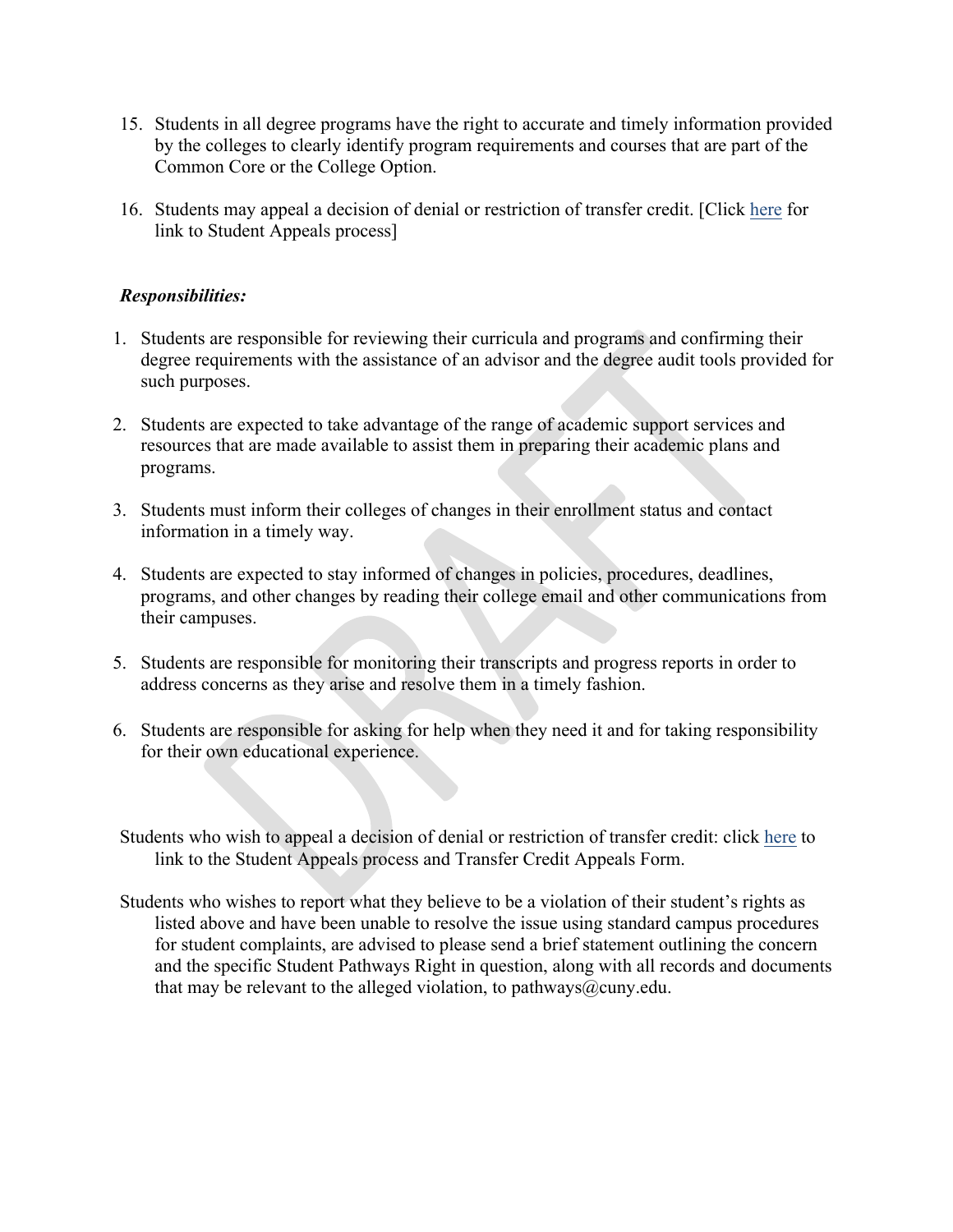15. Students in all degree programs have the right to accurate and timely information provided by the colleges to clearly identify program requirements and courses that are part of the Common Core or the College Option.

16. Students may appeal a decision of denial or restriction of transfer credit. [Click here for link to Student Appeals process]

***Responsibilities:***

1. Students are responsible for reviewing their curricula and programs and confirming their degree requirements with the assistance of an advisor and the degree audit tools provided for such purposes.

2. Students are expected to take advantage of the range of academic support services and resources that are made available to assist them in preparing their academic plans and programs.

3. Students must inform their colleges of changes in their enrollment status and contact information in a timely way.

4. Students are expected to stay informed of changes in policies, procedures, deadlines, programs, and other changes by reading their college email and other communications from their campuses.

5. Students are responsible for monitoring their transcripts and progress reports in order to address concerns as they arise and resolve them in a timely fashion.

6. Students are responsible for asking for help when they need it and for taking responsibility for their own educational experience.

Students who wish to appeal a decision of denial or restriction of transfer credit: click here to link to the Student Appeals process and Transfer Credit Appeals Form.

Students who wishes to report what they believe to be a violation of their student's rights as listed above and have been unable to resolve the issue using standard campus procedures for student complaints, are advised to please send a brief statement outlining the concern and the specific Student Pathways Right in question, along with all records and documents that may be relevant to the alleged violation, to pathways@cuny.edu.